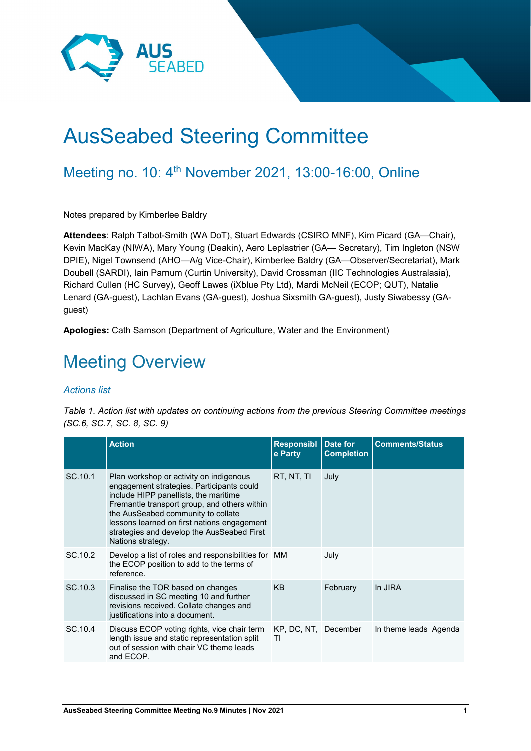# AusSeabed Steering Committee

## Meeting no. 10: 4th November 2021, 13:00-16:00, Online

Notes prepared by Kimberlee Baldry

**Attendees**: Ralph Talbot-Smith (WA DoT), Stuart Edwards (CSIRO MNF), Kim Picard (GA—Chair), Kevin MacKay (NIWA), Mary Young (Deakin), Aero Leplastrier (GA— Secretary), Tim Ingleton (NSW DPIE), Nigel Townsend (AHO—A/g Vice-Chair), Kimberlee Baldry (GA—Observer/Secretariat), Mark Doubell (SARDI), Iain Parnum (Curtin University), David Crossman (IIC Technologies Australasia), Richard Cullen (HC Survey), Geoff Lawes (iXblue Pty Ltd), Mardi McNeil (ECOP; QUT), Natalie Lenard (GA-guest), Lachlan Evans (GA-guest), Joshua Sixsmith GA-guest), Justy Siwabessy (GA-guest)

**Apologies:** Cath Samson (Department of Agriculture, Water and the Environment)

# Meeting Overview

### *Actions list*

*Table 1. Action list with updates on continuing actions from the previous Steering Committee meetings (SC.6, SC.7, SC. 8, SC. 9)*

| | Action | Responsible Party | Date for Completion | Comments/Status |
|---|---|---|---|---|
| SC.10.1 | Plan workshop or activity on indigenous engagement strategies. Participants could include HIPP panellists, the maritime Fremantle transport group, and others within the AusSeabed community to collate lessons learned on first nations engagement strategies and develop the AusSeabed First Nations strategy. | RT, NT, TI | July | |
| SC.10.2 | Develop a list of roles and responsibilities for the ECOP position to add to the terms of reference. | MM | July | |
| SC.10.3 | Finalise the TOR based on changes discussed in SC meeting 10 and further revisions received. Collate changes and justifications into a document. | KB | February | In JIRA |
| SC.10.4 | Discuss ECOP voting rights, vice chair term length issue and static representation split out of session with chair VC theme leads and ECOP. | KP, DC, NT, TI | December | In theme leads Agenda |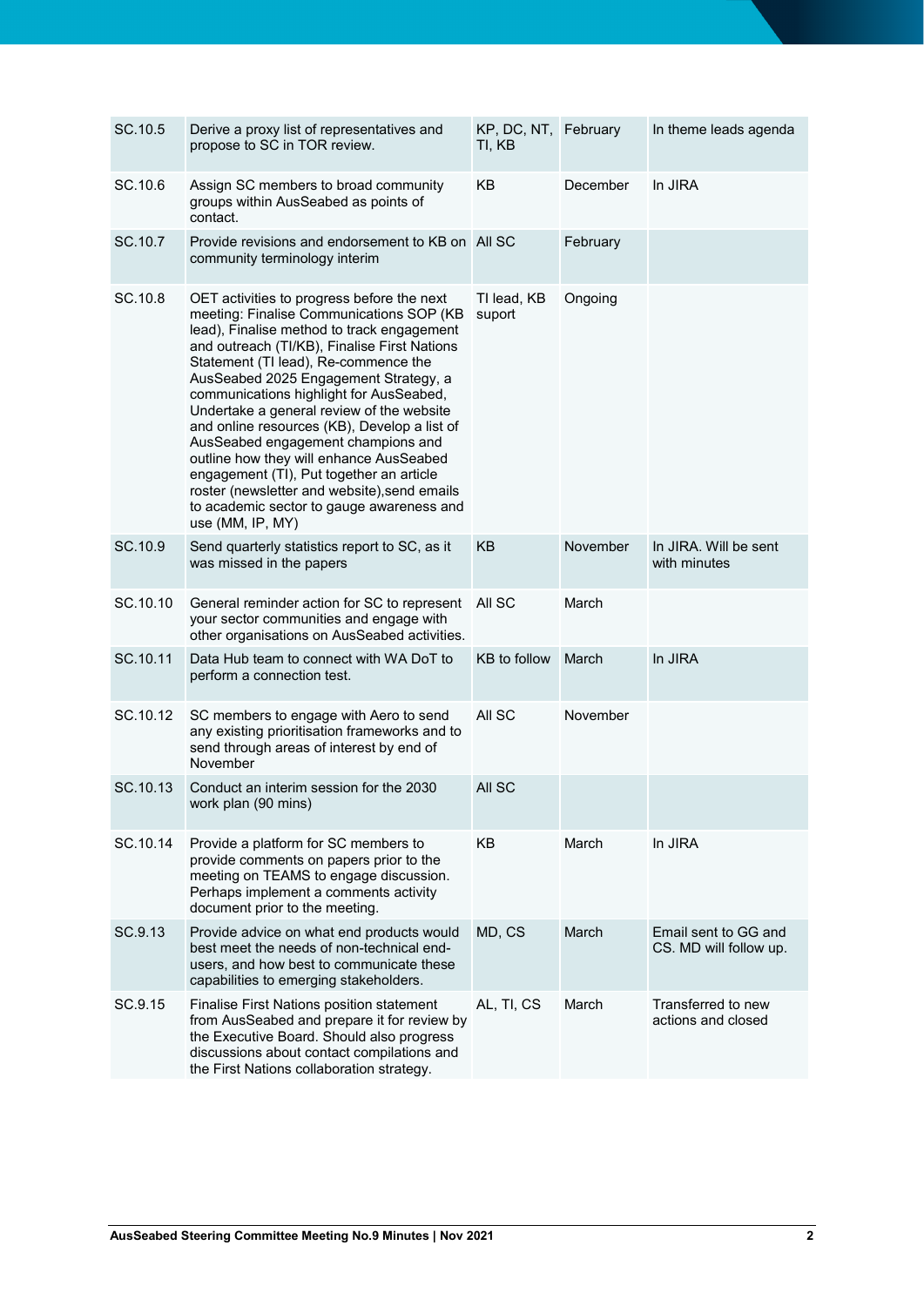| | | | | |
|---|---|---|---|---|
| SC.10.5 | Derive a proxy list of representatives and propose to SC in TOR review. | KP, DC, NT, TI, KB | February | In theme leads agenda |
| SC.10.6 | Assign SC members to broad community groups within AusSeabed as points of contact. | KB | December | In JIRA |
| SC.10.7 | Provide revisions and endorsement to KB on community terminology interim | All SC | February | |
| SC.10.8 | OET activities to progress before the next meeting: Finalise Communications SOP (KB lead), Finalise method to track engagement and outreach (TI/KB), Finalise First Nations Statement (TI lead), Re-commence the AusSeabed 2025 Engagement Strategy, a communications highlight for AusSeabed, Undertake a general review of the website and online resources (KB), Develop a list of AusSeabed engagement champions and outline how they will enhance AusSeabed engagement (TI), Put together an article roster (newsletter and website),send emails to academic sector to gauge awareness and use (MM, IP, MY) | TI lead, KB suport | Ongoing | |
| SC.10.9 | Send quarterly statistics report to SC, as it was missed in the papers | KB | November | In JIRA. Will be sent with minutes |
| SC.10.10 | General reminder action for SC to represent your sector communities and engage with other organisations on AusSeabed activities. | All SC | March | |
| SC.10.11 | Data Hub team to connect with WA DoT to perform a connection test. | KB to follow | March | In JIRA |
| SC.10.12 | SC members to engage with Aero to send any existing prioritisation frameworks and to send through areas of interest by end of November | All SC | November | |
| SC.10.13 | Conduct an interim session for the 2030 work plan (90 mins) | All SC | | |
| SC.10.14 | Provide a platform for SC members to provide comments on papers prior to the meeting on TEAMS to engage discussion. Perhaps implement a comments activity document prior to the meeting. | KB | March | In JIRA |
| SC.9.13 | Provide advice on what end products would best meet the needs of non-technical end-users, and how best to communicate these capabilities to emerging stakeholders. | MD, CS | March | Email sent to GG and CS. MD will follow up. |
| SC.9.15 | Finalise First Nations position statement from AusSeabed and prepare it for review by the Executive Board. Should also progress discussions about contact compilations and the First Nations collaboration strategy. | AL, TI, CS | March | Transferred to new actions and closed |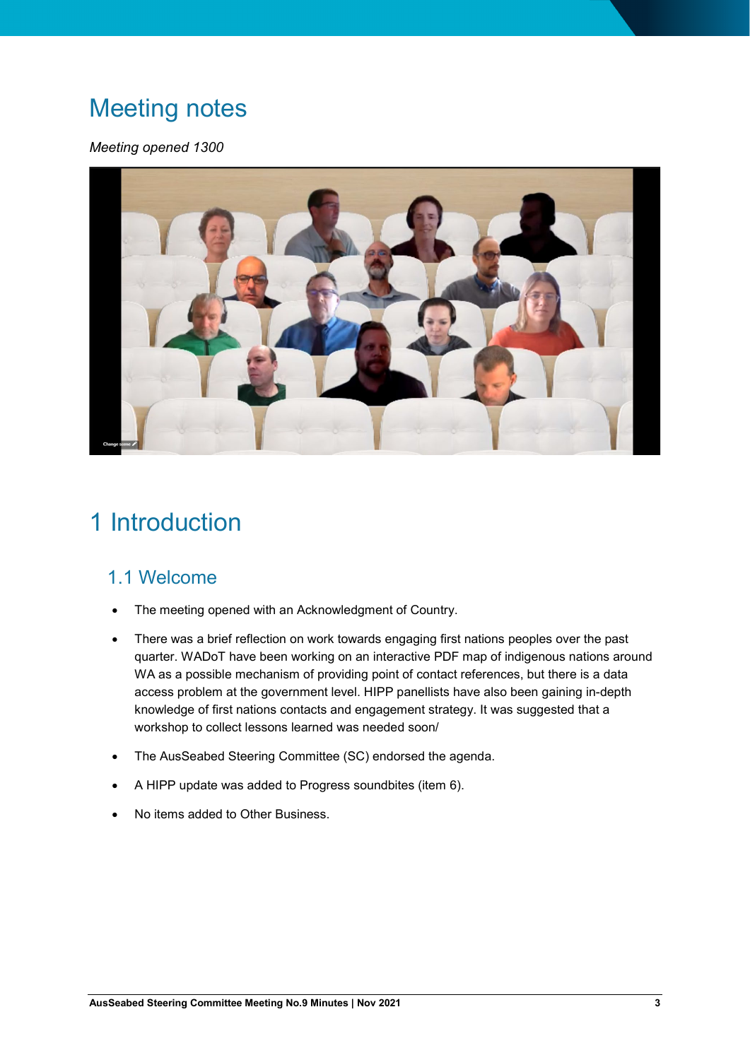# Meeting notes

*Meeting opened 1300*

# 1 Introduction

## 1.1 Welcome

- The meeting opened with an Acknowledgment of Country.
- There was a brief reflection on work towards engaging first nations peoples over the past quarter. WADoT have been working on an interactive PDF map of indigenous nations around WA as a possible mechanism of providing point of contact references, but there is a data access problem at the government level. HIPP panellists have also been gaining in-depth knowledge of first nations contacts and engagement strategy. It was suggested that a workshop to collect lessons learned was needed soon/
- The AusSeabed Steering Committee (SC) endorsed the agenda.
- A HIPP update was added to Progress soundbites (item 6).
- No items added to Other Business.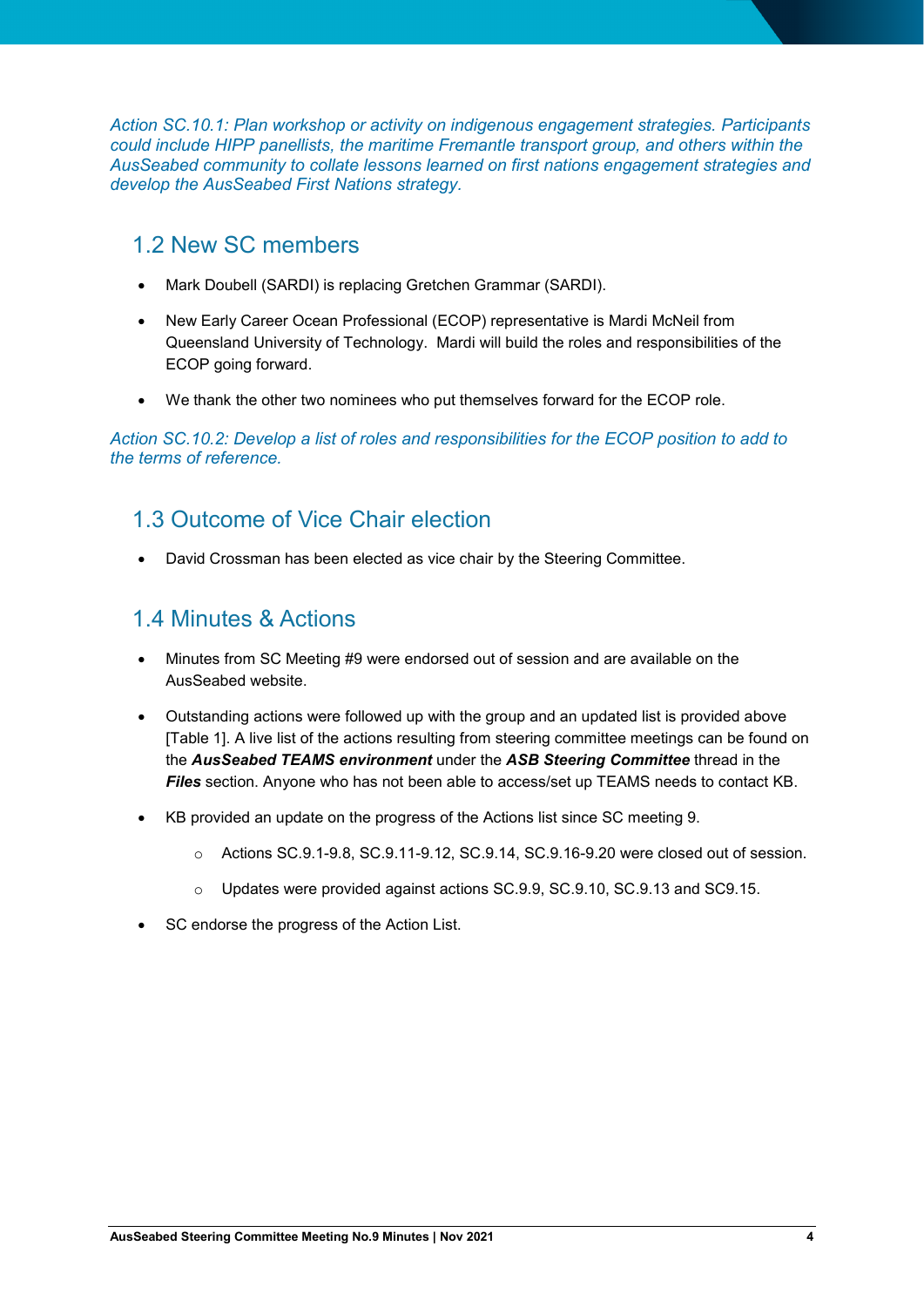*Action SC.10.1: Plan workshop or activity on indigenous engagement strategies. Participants could include HIPP panellists, the maritime Fremantle transport group, and others within the AusSeabed community to collate lessons learned on first nations engagement strategies and develop the AusSeabed First Nations strategy.*

## 1.2 New SC members

- Mark Doubell (SARDI) is replacing Gretchen Grammar (SARDI).
- New Early Career Ocean Professional (ECOP) representative is Mardi McNeil from Queensland University of Technology. Mardi will build the roles and responsibilities of the ECOP going forward.
- We thank the other two nominees who put themselves forward for the ECOP role.

*Action SC.10.2: Develop a list of roles and responsibilities for the ECOP position to add to the terms of reference.*

## 1.3 Outcome of Vice Chair election

- David Crossman has been elected as vice chair by the Steering Committee.

## 1.4 Minutes & Actions

- Minutes from SC Meeting #9 were endorsed out of session and are available on the AusSeabed website.
- Outstanding actions were followed up with the group and an updated list is provided above [Table 1]. A live list of the actions resulting from steering committee meetings can be found on the ***AusSeabed TEAMS environment*** under the ***ASB Steering Committee*** thread in the ***Files*** section. Anyone who has not been able to access/set up TEAMS needs to contact KB.
- KB provided an update on the progress of the Actions list since SC meeting 9.
    - Actions SC.9.1-9.8, SC.9.11-9.12, SC.9.14, SC.9.16-9.20 were closed out of session.
    - Updates were provided against actions SC.9.9, SC.9.10, SC.9.13 and SC9.15.
- SC endorse the progress of the Action List.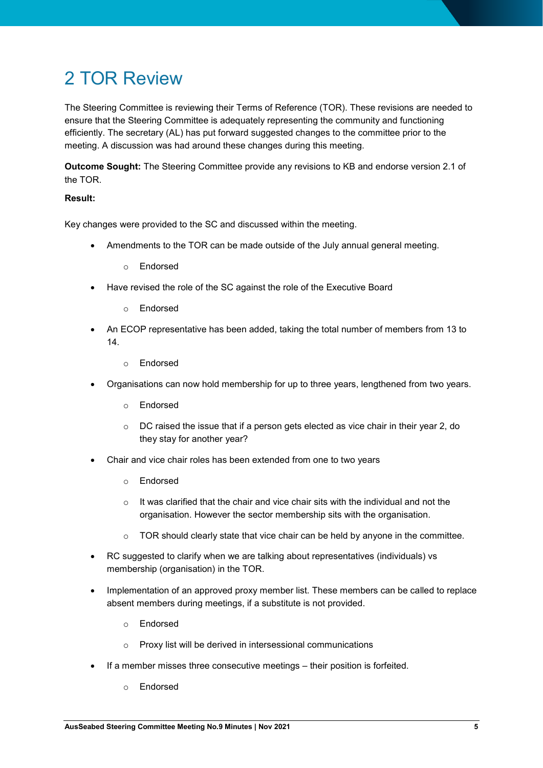# 2 TOR Review

The Steering Committee is reviewing their Terms of Reference (TOR). These revisions are needed to ensure that the Steering Committee is adequately representing the community and functioning efficiently. The secretary (AL) has put forward suggested changes to the committee prior to the meeting. A discussion was had around these changes during this meeting.

**Outcome Sought:** The Steering Committee provide any revisions to KB and endorse version 2.1 of the TOR.

**Result:**

Key changes were provided to the SC and discussed within the meeting.

- Amendments to the TOR can be made outside of the July annual general meeting.
  - Endorsed
- Have revised the role of the SC against the role of the Executive Board
  - Endorsed
- An ECOP representative has been added, taking the total number of members from 13 to 14.
  - Endorsed
- Organisations can now hold membership for up to three years, lengthened from two years.
  - Endorsed
  - DC raised the issue that if a person gets elected as vice chair in their year 2, do they stay for another year?
- Chair and vice chair roles has been extended from one to two years
  - Endorsed
  - It was clarified that the chair and vice chair sits with the individual and not the organisation. However the sector membership sits with the organisation.
  - TOR should clearly state that vice chair can be held by anyone in the committee.
- RC suggested to clarify when we are talking about representatives (individuals) vs membership (organisation) in the TOR.
- Implementation of an approved proxy member list. These members can be called to replace absent members during meetings, if a substitute is not provided.
  - Endorsed
  - Proxy list will be derived in intersessional communications
- If a member misses three consecutive meetings – their position is forfeited.
  - Endorsed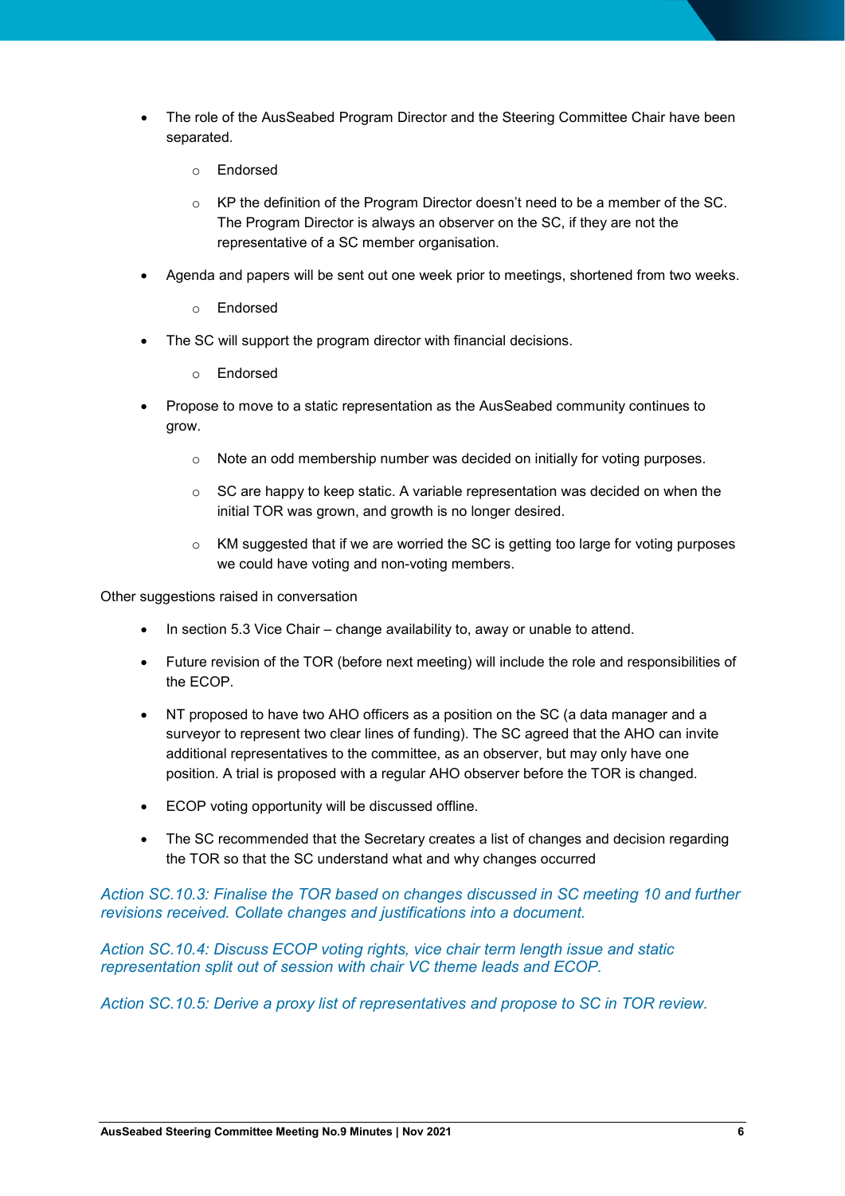- The role of the AusSeabed Program Director and the Steering Committee Chair have been separated.
  - Endorsed
  - KP the definition of the Program Director doesn't need to be a member of the SC. The Program Director is always an observer on the SC, if they are not the representative of a SC member organisation.
- Agenda and papers will be sent out one week prior to meetings, shortened from two weeks.
  - Endorsed
- The SC will support the program director with financial decisions.
  - Endorsed
- Propose to move to a static representation as the AusSeabed community continues to grow.
  - Note an odd membership number was decided on initially for voting purposes.
  - SC are happy to keep static. A variable representation was decided on when the initial TOR was grown, and growth is no longer desired.
  - KM suggested that if we are worried the SC is getting too large for voting purposes we could have voting and non-voting members.

Other suggestions raised in conversation

- In section 5.3 Vice Chair – change availability to, away or unable to attend.
- Future revision of the TOR (before next meeting) will include the role and responsibilities of the ECOP.
- NT proposed to have two AHO officers as a position on the SC (a data manager and a surveyor to represent two clear lines of funding). The SC agreed that the AHO can invite additional representatives to the committee, as an observer, but may only have one position. A trial is proposed with a regular AHO observer before the TOR is changed.
- ECOP voting opportunity will be discussed offline.
- The SC recommended that the Secretary creates a list of changes and decision regarding the TOR so that the SC understand what and why changes occurred

*Action SC.10.3: Finalise the TOR based on changes discussed in SC meeting 10 and further revisions received. Collate changes and justifications into a document.*

*Action SC.10.4: Discuss ECOP voting rights, vice chair term length issue and static representation split out of session with chair VC theme leads and ECOP.*

*Action SC.10.5: Derive a proxy list of representatives and propose to SC in TOR review.*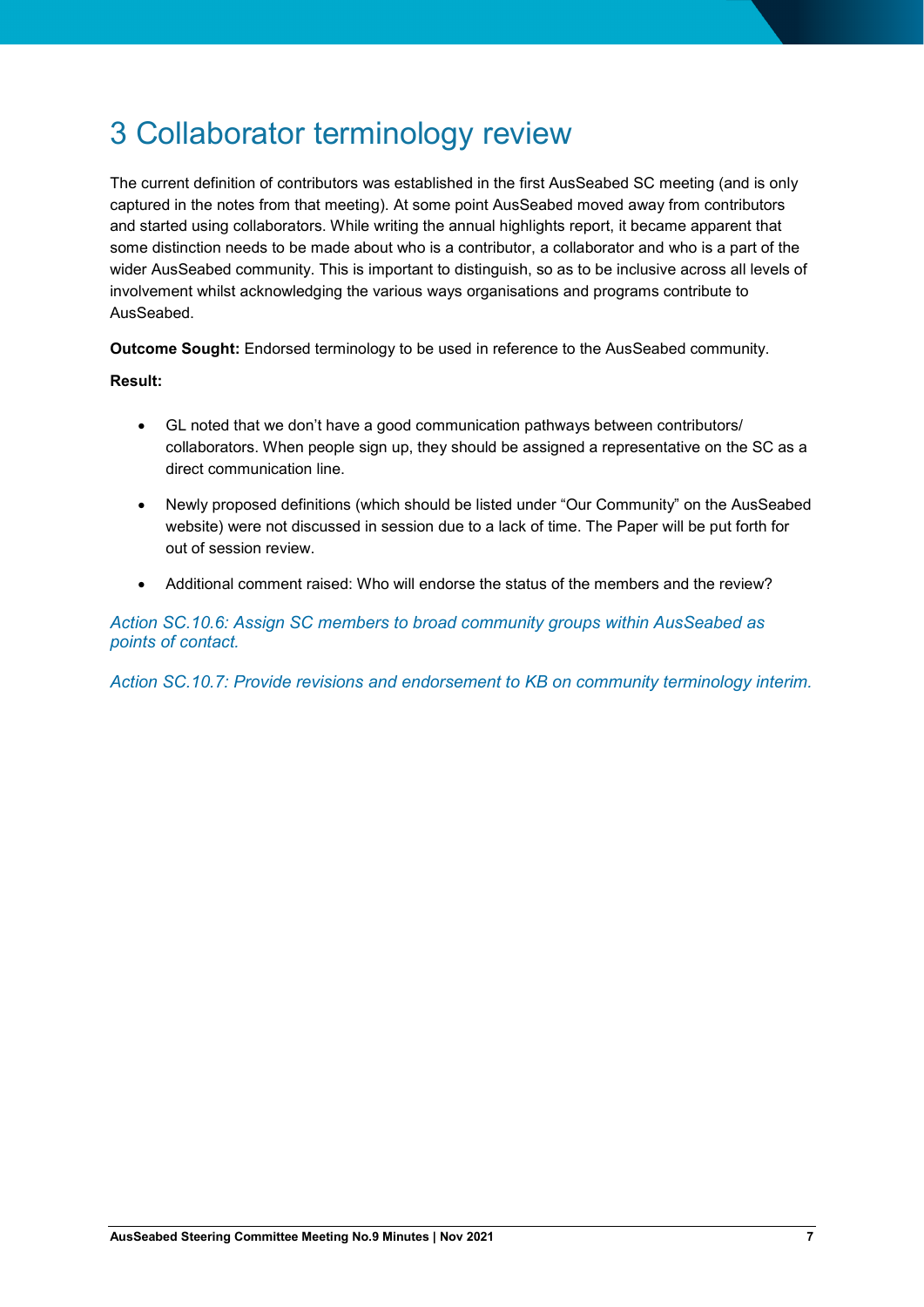# 3 Collaborator terminology review

The current definition of contributors was established in the first AusSeabed SC meeting (and is only captured in the notes from that meeting). At some point AusSeabed moved away from contributors and started using collaborators. While writing the annual highlights report, it became apparent that some distinction needs to be made about who is a contributor, a collaborator and who is a part of the wider AusSeabed community. This is important to distinguish, so as to be inclusive across all levels of involvement whilst acknowledging the various ways organisations and programs contribute to AusSeabed.

**Outcome Sought:** Endorsed terminology to be used in reference to the AusSeabed community.

**Result:**

- GL noted that we don't have a good communication pathways between contributors/ collaborators. When people sign up, they should be assigned a representative on the SC as a direct communication line.
- Newly proposed definitions (which should be listed under "Our Community" on the AusSeabed website) were not discussed in session due to a lack of time. The Paper will be put forth for out of session review.
- Additional comment raised: Who will endorse the status of the members and the review?

*Action SC.10.6: Assign SC members to broad community groups within AusSeabed as points of contact.*

*Action SC.10.7: Provide revisions and endorsement to KB on community terminology interim.*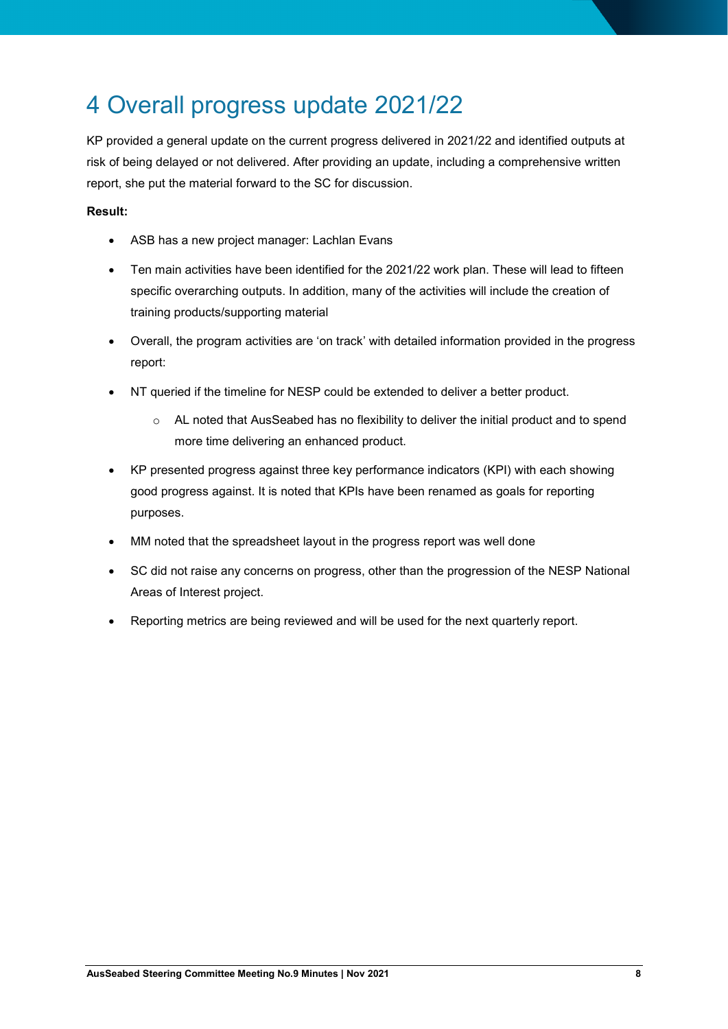# 4 Overall progress update 2021/22

KP provided a general update on the current progress delivered in 2021/22 and identified outputs at risk of being delayed or not delivered. After providing an update, including a comprehensive written report, she put the material forward to the SC for discussion.

**Result:**

- ASB has a new project manager: Lachlan Evans
- Ten main activities have been identified for the 2021/22 work plan. These will lead to fifteen specific overarching outputs. In addition, many of the activities will include the creation of training products/supporting material
- Overall, the program activities are 'on track' with detailed information provided in the progress report:
- NT queried if the timeline for NESP could be extended to deliver a better product.
    - AL noted that AusSeabed has no flexibility to deliver the initial product and to spend more time delivering an enhanced product.
- KP presented progress against three key performance indicators (KPI) with each showing good progress against. It is noted that KPIs have been renamed as goals for reporting purposes.
- MM noted that the spreadsheet layout in the progress report was well done
- SC did not raise any concerns on progress, other than the progression of the NESP National Areas of Interest project.
- Reporting metrics are being reviewed and will be used for the next quarterly report.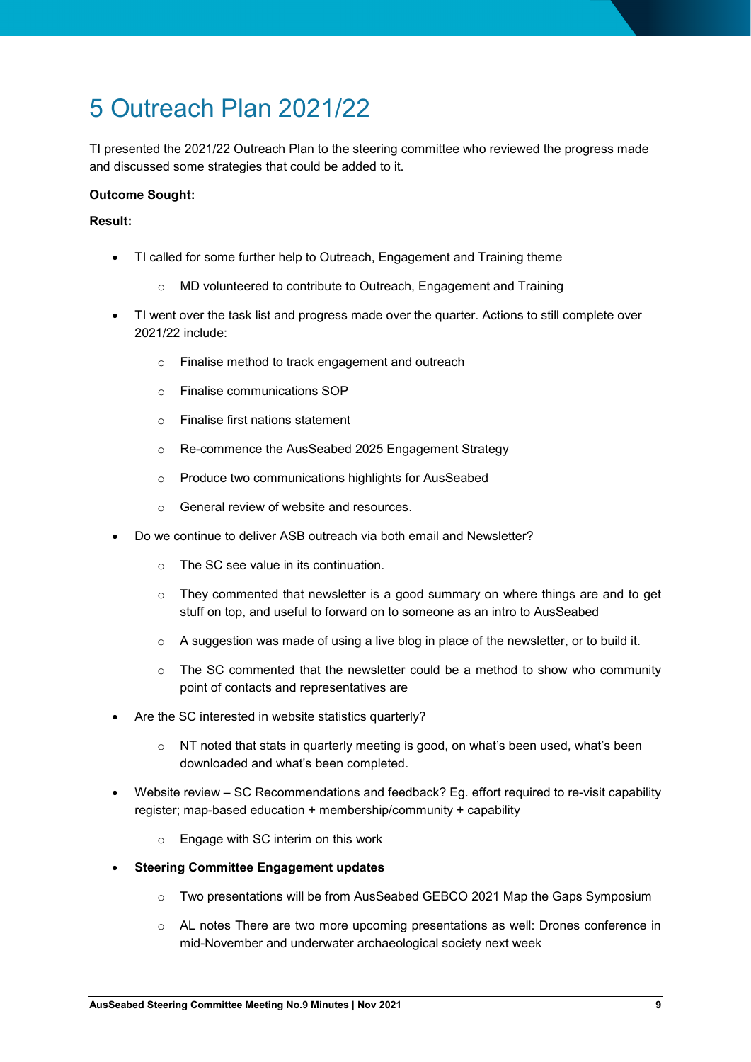# 5 Outreach Plan 2021/22

TI presented the 2021/22 Outreach Plan to the steering committee who reviewed the progress made and discussed some strategies that could be added to it.

**Outcome Sought:**

**Result:**

- TI called for some further help to Outreach, Engagement and Training theme
  - MD volunteered to contribute to Outreach, Engagement and Training
- TI went over the task list and progress made over the quarter. Actions to still complete over 2021/22 include:
  - Finalise method to track engagement and outreach
  - Finalise communications SOP
  - Finalise first nations statement
  - Re-commence the AusSeabed 2025 Engagement Strategy
  - Produce two communications highlights for AusSeabed
  - General review of website and resources.
- Do we continue to deliver ASB outreach via both email and Newsletter?
  - The SC see value in its continuation.
  - They commented that newsletter is a good summary on where things are and to get stuff on top, and useful to forward on to someone as an intro to AusSeabed
  - A suggestion was made of using a live blog in place of the newsletter, or to build it.
  - The SC commented that the newsletter could be a method to show who community point of contacts and representatives are
- Are the SC interested in website statistics quarterly?
  - NT noted that stats in quarterly meeting is good, on what's been used, what's been downloaded and what's been completed.
- Website review – SC Recommendations and feedback? Eg. effort required to re-visit capability register; map-based education + membership/community + capability
  - Engage with SC interim on this work
- **Steering Committee Engagement updates**
  - Two presentations will be from AusSeabed GEBCO 2021 Map the Gaps Symposium
  - AL notes There are two more upcoming presentations as well: Drones conference in mid-November and underwater archaeological society next week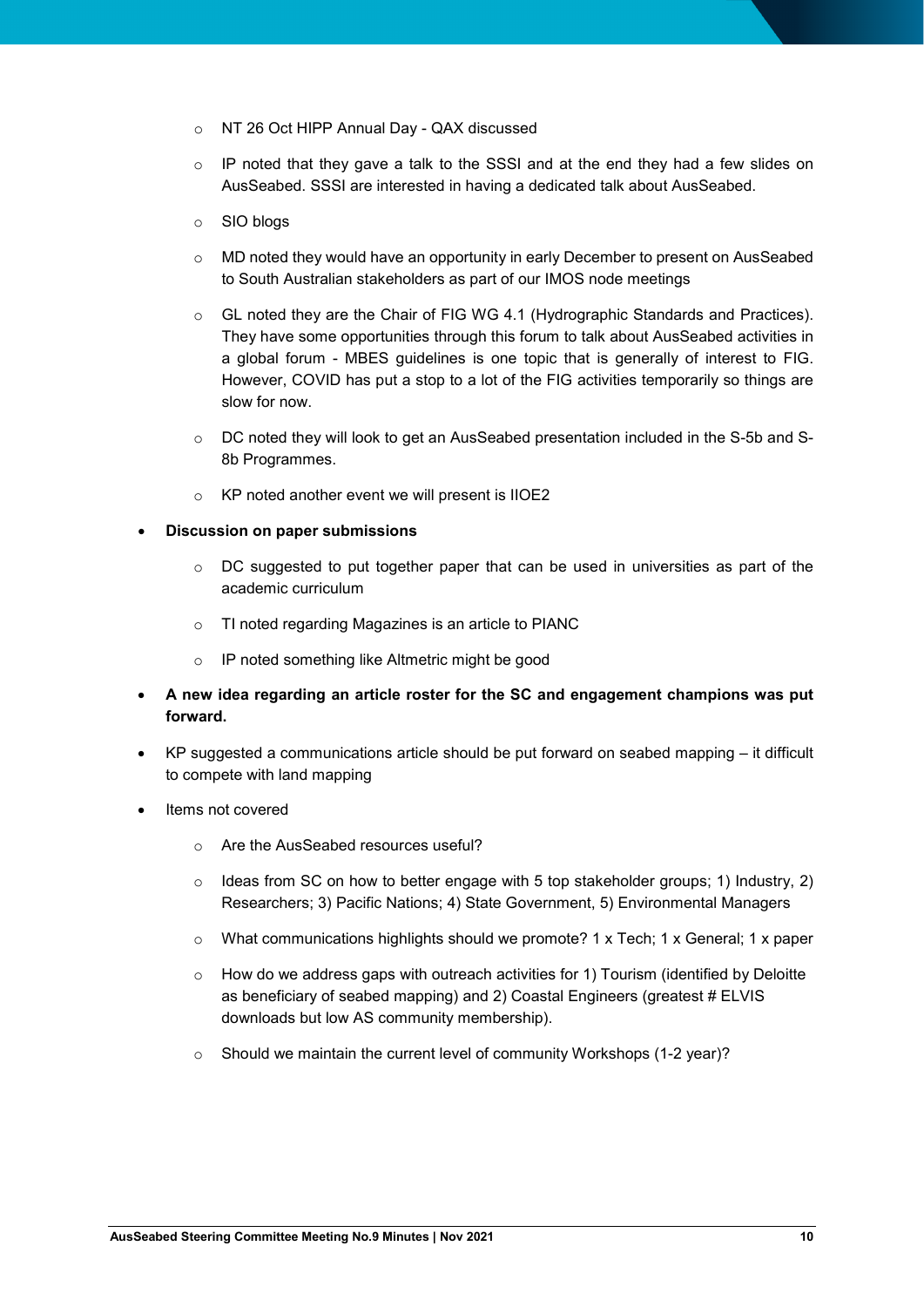- NT 26 Oct HIPP Annual Day - QAX discussed
   - IP noted that they gave a talk to the SSSI and at the end they had a few slides on AusSeabed. SSSI are interested in having a dedicated talk about AusSeabed.
   - SIO blogs
   - MD noted they would have an opportunity in early December to present on AusSeabed to South Australian stakeholders as part of our IMOS node meetings
   - GL noted they are the Chair of FIG WG 4.1 (Hydrographic Standards and Practices). They have some opportunities through this forum to talk about AusSeabed activities in a global forum - MBES guidelines is one topic that is generally of interest to FIG. However, COVID has put a stop to a lot of the FIG activities temporarily so things are slow for now.
   - DC noted they will look to get an AusSeabed presentation included in the S-5b and S-8b Programmes.
   - KP noted another event we will present is IIOE2

- **Discussion on paper submissions**
   - DC suggested to put together paper that can be used in universities as part of the academic curriculum
   - TI noted regarding Magazines is an article to PIANC
   - IP noted something like Altmetric might be good
- **A new idea regarding an article roster for the SC and engagement champions was put forward.**
- KP suggested a communications article should be put forward on seabed mapping – it difficult to compete with land mapping
- Items not covered
   - Are the AusSeabed resources useful?
   - Ideas from SC on how to better engage with 5 top stakeholder groups; 1) Industry, 2) Researchers; 3) Pacific Nations; 4) State Government, 5) Environmental Managers
   - What communications highlights should we promote? 1 x Tech; 1 x General; 1 x paper
   - How do we address gaps with outreach activities for 1) Tourism (identified by Deloitte as beneficiary of seabed mapping) and 2) Coastal Engineers (greatest # ELVIS downloads but low AS community membership).
   - Should we maintain the current level of community Workshops (1-2 year)?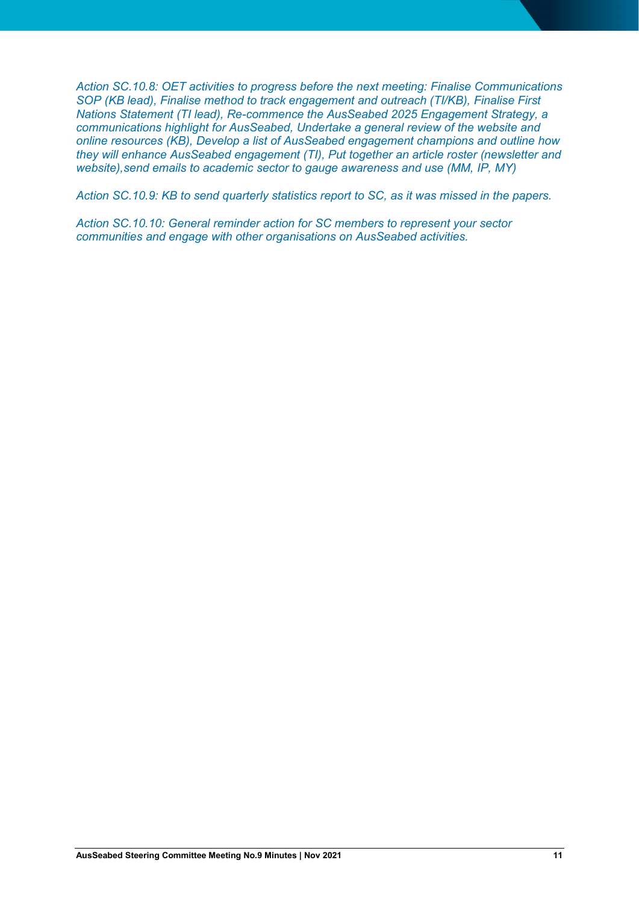*Action SC.10.8: OET activities to progress before the next meeting: Finalise Communications SOP (KB lead), Finalise method to track engagement and outreach (TI/KB), Finalise First Nations Statement (TI lead), Re-commence the AusSeabed 2025 Engagement Strategy, a communications highlight for AusSeabed, Undertake a general review of the website and online resources (KB), Develop a list of AusSeabed engagement champions and outline how they will enhance AusSeabed engagement (TI), Put together an article roster (newsletter and website),send emails to academic sector to gauge awareness and use (MM, IP, MY)*

*Action SC.10.9: KB to send quarterly statistics report to SC, as it was missed in the papers.*

*Action SC.10.10: General reminder action for SC members to represent your sector communities and engage with other organisations on AusSeabed activities.*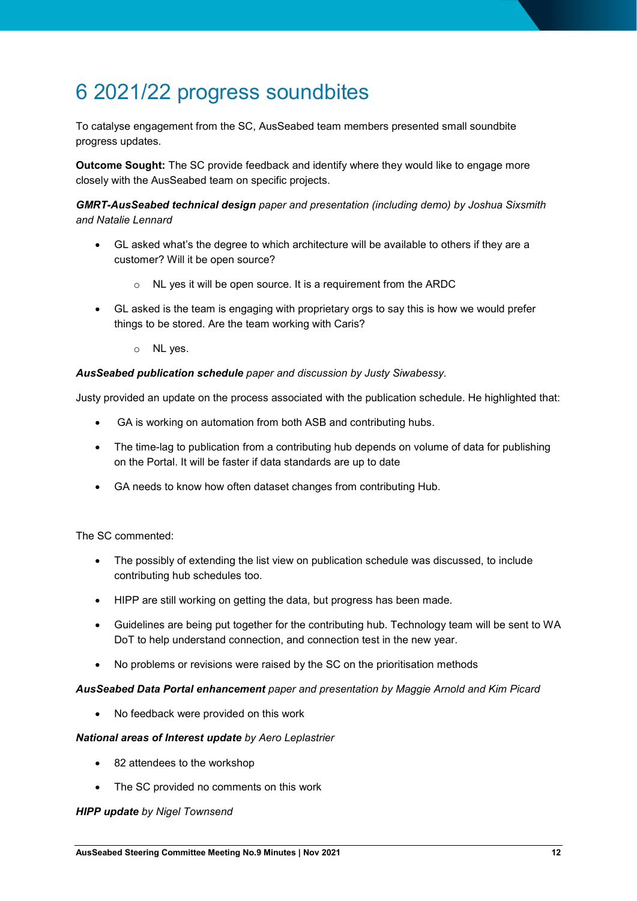# 6 2021/22 progress soundbites

To catalyse engagement from the SC, AusSeabed team members presented small soundbite progress updates.

**Outcome Sought:** The SC provide feedback and identify where they would like to engage more closely with the AusSeabed team on specific projects.

***GMRT-AusSeabed technical design*** *paper and presentation (including demo) by Joshua Sixsmith and Natalie Lennard*

- GL asked what's the degree to which architecture will be available to others if they are a customer? Will it be open source?
    - NL yes it will be open source. It is a requirement from the ARDC
- GL asked is the team is engaging with proprietary orgs to say this is how we would prefer things to be stored. Are the team working with Caris?
    - NL yes.

***AusSeabed publication schedule*** *paper and discussion by Justy Siwabessy.*

Justy provided an update on the process associated with the publication schedule. He highlighted that:

- GA is working on automation from both ASB and contributing hubs.
- The time-lag to publication from a contributing hub depends on volume of data for publishing on the Portal. It will be faster if data standards are up to date
- GA needs to know how often dataset changes from contributing Hub.

The SC commented:

- The possibly of extending the list view on publication schedule was discussed, to include contributing hub schedules too.
- HIPP are still working on getting the data, but progress has been made.
- Guidelines are being put together for the contributing hub. Technology team will be sent to WA DoT to help understand connection, and connection test in the new year.
- No problems or revisions were raised by the SC on the prioritisation methods

***AusSeabed Data Portal enhancement*** *paper and presentation by Maggie Arnold and Kim Picard*

- No feedback were provided on this work

***National areas of Interest update*** *by Aero Leplastrier*

- 82 attendees to the workshop
- The SC provided no comments on this work

***HIPP update*** *by Nigel Townsend*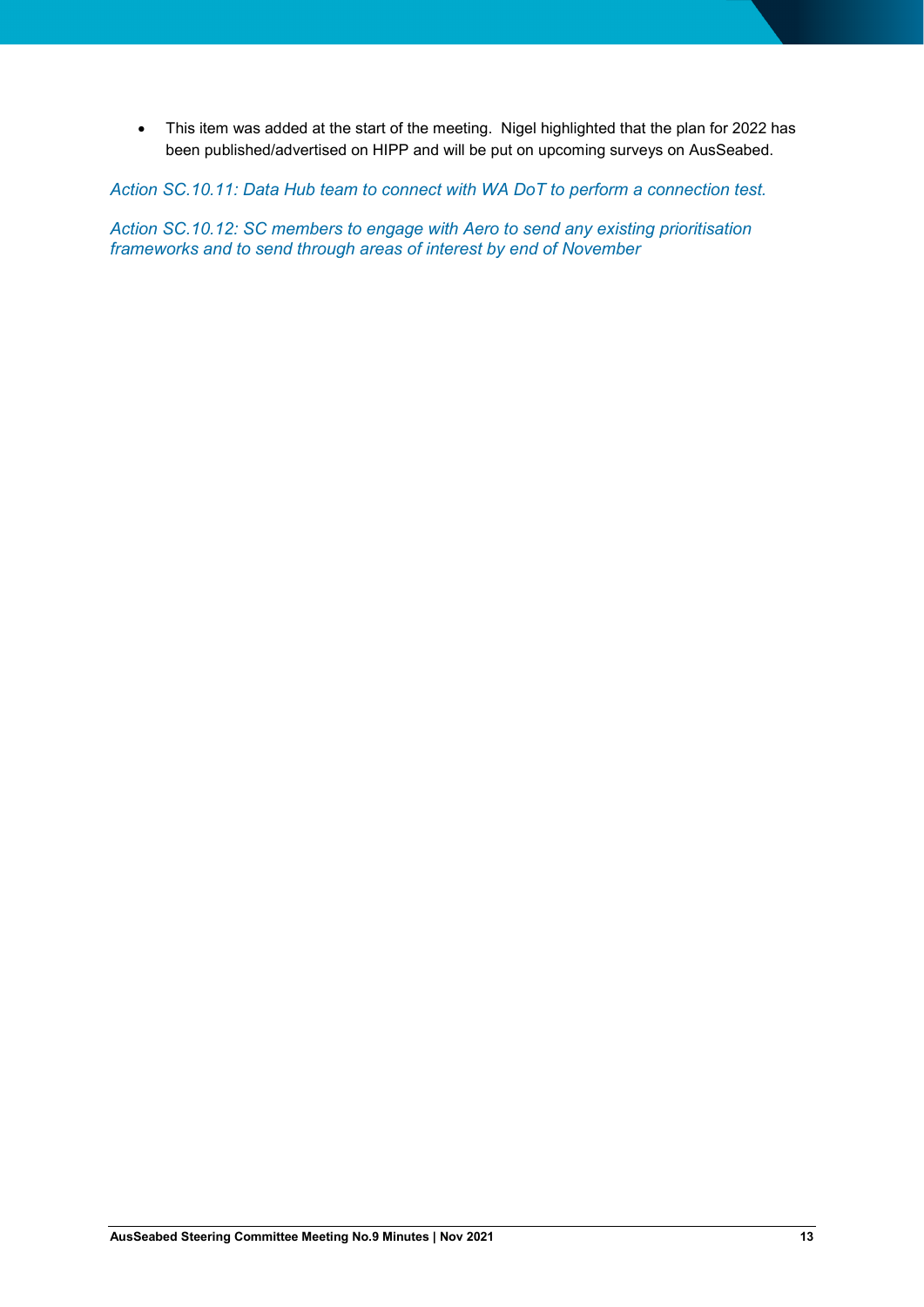- This item was added at the start of the meeting. Nigel highlighted that the plan for 2022 has been published/advertised on HIPP and will be put on upcoming surveys on AusSeabed.

*Action SC.10.11: Data Hub team to connect with WA DoT to perform a connection test.*

*Action SC.10.12: SC members to engage with Aero to send any existing prioritisation frameworks and to send through areas of interest by end of November*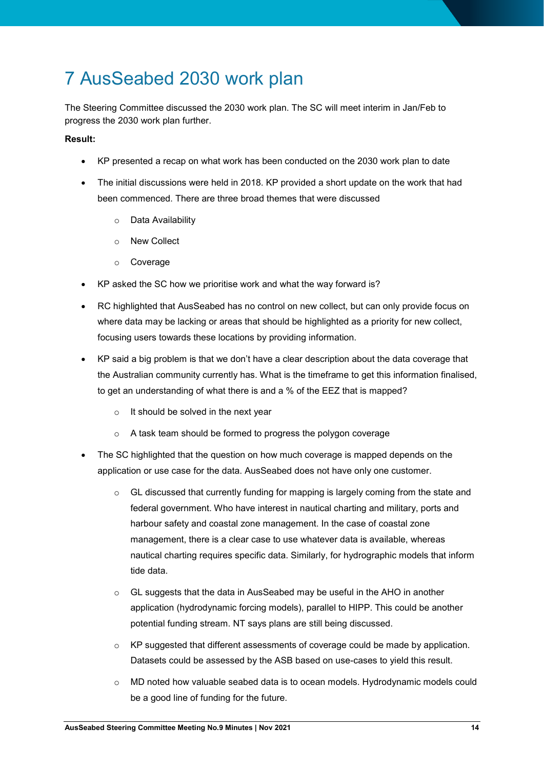# 7 AusSeabed 2030 work plan

The Steering Committee discussed the 2030 work plan. The SC will meet interim in Jan/Feb to progress the 2030 work plan further.

**Result:**

- KP presented a recap on what work has been conducted on the 2030 work plan to date
- The initial discussions were held in 2018. KP provided a short update on the work that had been commenced. There are three broad themes that were discussed
    - Data Availability
    - New Collect
    - Coverage
- KP asked the SC how we prioritise work and what the way forward is?
- RC highlighted that AusSeabed has no control on new collect, but can only provide focus on where data may be lacking or areas that should be highlighted as a priority for new collect, focusing users towards these locations by providing information.
- KP said a big problem is that we don't have a clear description about the data coverage that the Australian community currently has. What is the timeframe to get this information finalised, to get an understanding of what there is and a % of the EEZ that is mapped?
    - It should be solved in the next year
    - A task team should be formed to progress the polygon coverage
- The SC highlighted that the question on how much coverage is mapped depends on the application or use case for the data. AusSeabed does not have only one customer.
    - GL discussed that currently funding for mapping is largely coming from the state and federal government. Who have interest in nautical charting and military, ports and harbour safety and coastal zone management. In the case of coastal zone management, there is a clear case to use whatever data is available, whereas nautical charting requires specific data. Similarly, for hydrographic models that inform tide data.
    - GL suggests that the data in AusSeabed may be useful in the AHO in another application (hydrodynamic forcing models), parallel to HIPP. This could be another potential funding stream. NT says plans are still being discussed.
    - KP suggested that different assessments of coverage could be made by application. Datasets could be assessed by the ASB based on use-cases to yield this result.
    - MD noted how valuable seabed data is to ocean models. Hydrodynamic models could be a good line of funding for the future.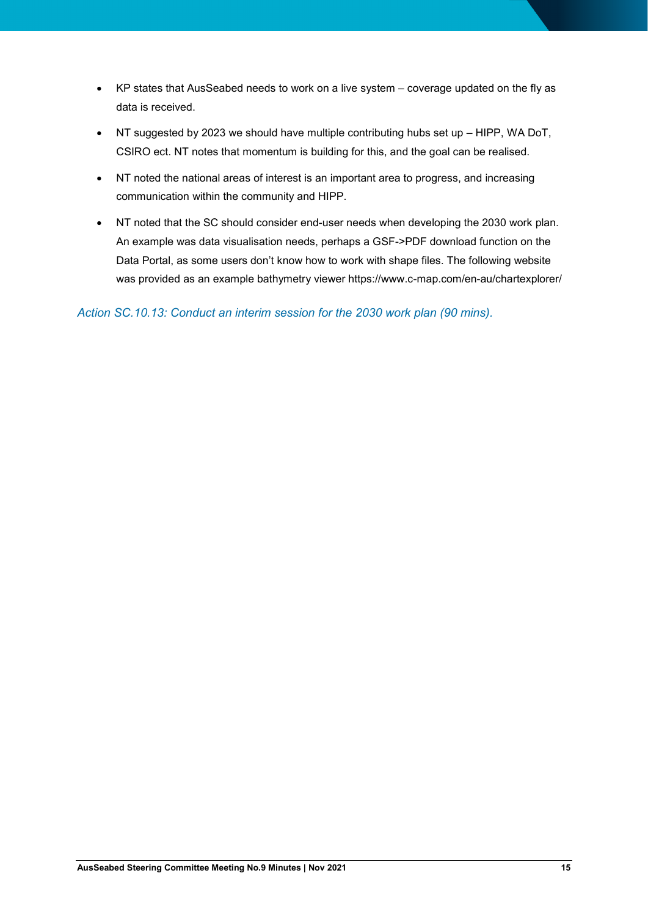- KP states that AusSeabed needs to work on a live system – coverage updated on the fly as data is received.
- NT suggested by 2023 we should have multiple contributing hubs set up – HIPP, WA DoT, CSIRO ect. NT notes that momentum is building for this, and the goal can be realised.
- NT noted the national areas of interest is an important area to progress, and increasing communication within the community and HIPP.
- NT noted that the SC should consider end-user needs when developing the 2030 work plan. An example was data visualisation needs, perhaps a GSF->PDF download function on the Data Portal, as some users don't know how to work with shape files. The following website was provided as an example bathymetry viewer https://www.c-map.com/en-au/chartexplorer/

*Action SC.10.13: Conduct an interim session for the 2030 work plan (90 mins).*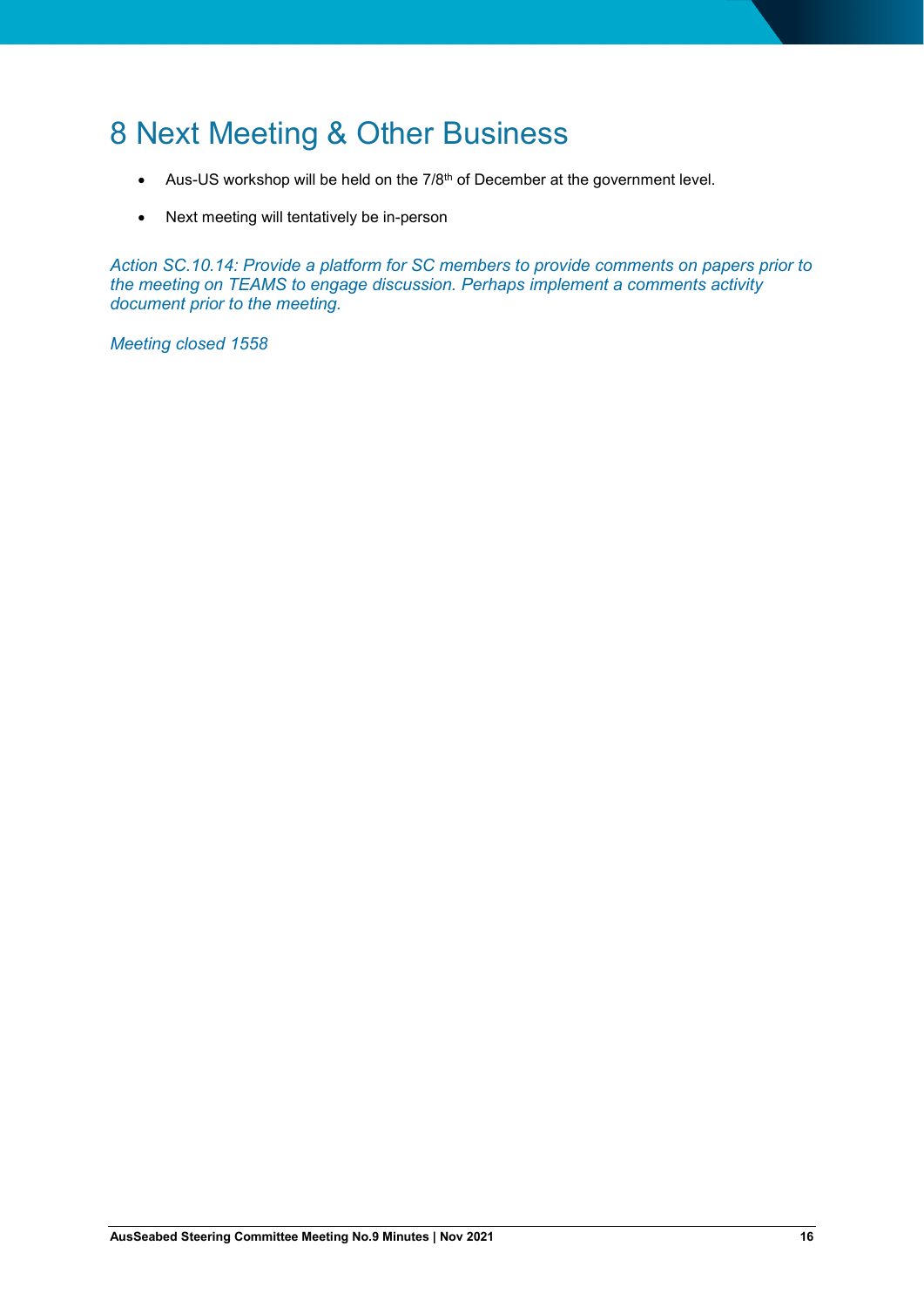# 8 Next Meeting & Other Business

- Aus-US workshop will be held on the 7/8th of December at the government level.
- Next meeting will tentatively be in-person

*Action SC.10.14: Provide a platform for SC members to provide comments on papers prior to the meeting on TEAMS to engage discussion. Perhaps implement a comments activity document prior to the meeting.*

*Meeting closed 1558*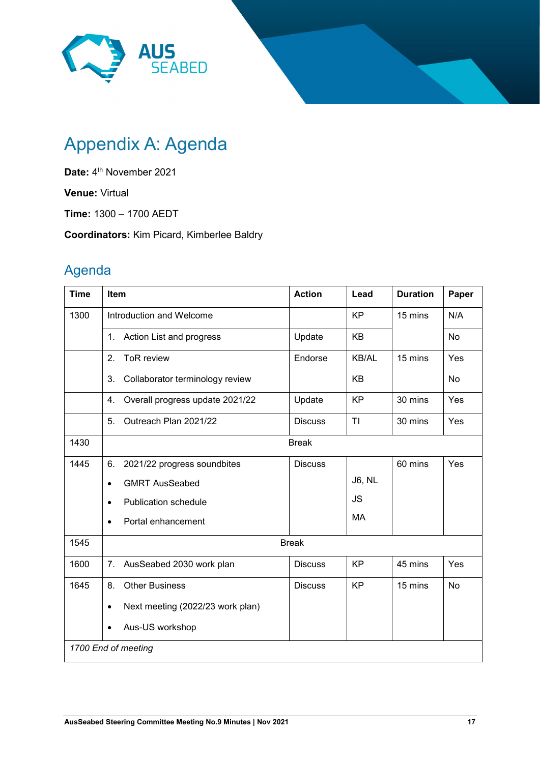# Appendix A: Agenda

**Date:** 4th November 2021

**Venue:** Virtual

**Time:** 1300 – 1700 AEDT

**Coordinators:** Kim Picard, Kimberlee Baldry

## Agenda

| Time | Item | Action | Lead | Duration | Paper |
|---|---|---|---|---|---|
| 1300 | Introduction and Welcome | | KP | 15 mins | N/A |
| | 1. Action List and progress | Update | KB | | No |
| | 2. ToR review | Endorse | KB/AL | 15 mins | Yes |
| | 3. Collaborator terminology review | | KB | | No |
| | 4. Overall progress update 2021/22 | Update | KP | 30 mins | Yes |
| | 5. Outreach Plan 2021/22 | Discuss | TI | 30 mins | Yes |
| 1430 | Break | | | | |
| 1445 | 6. 2021/22 progress soundbites | Discuss | | 60 mins | Yes |
| | • GMRT AusSeabed | | J6, NL | | |
| | • Publication schedule | | JS | | |
| | • Portal enhancement | | MA | | |
| 1545 | Break | | | | |
| 1600 | 7. AusSeabed 2030 work plan | Discuss | KP | 45 mins | Yes |
| 1645 | 8. Other Business | Discuss | KP | 15 mins | No |
| | • Next meeting (2022/23 work plan) | | | | |
| | • Aus-US workshop | | | | |
| *1700 End of meeting* | | | | | |